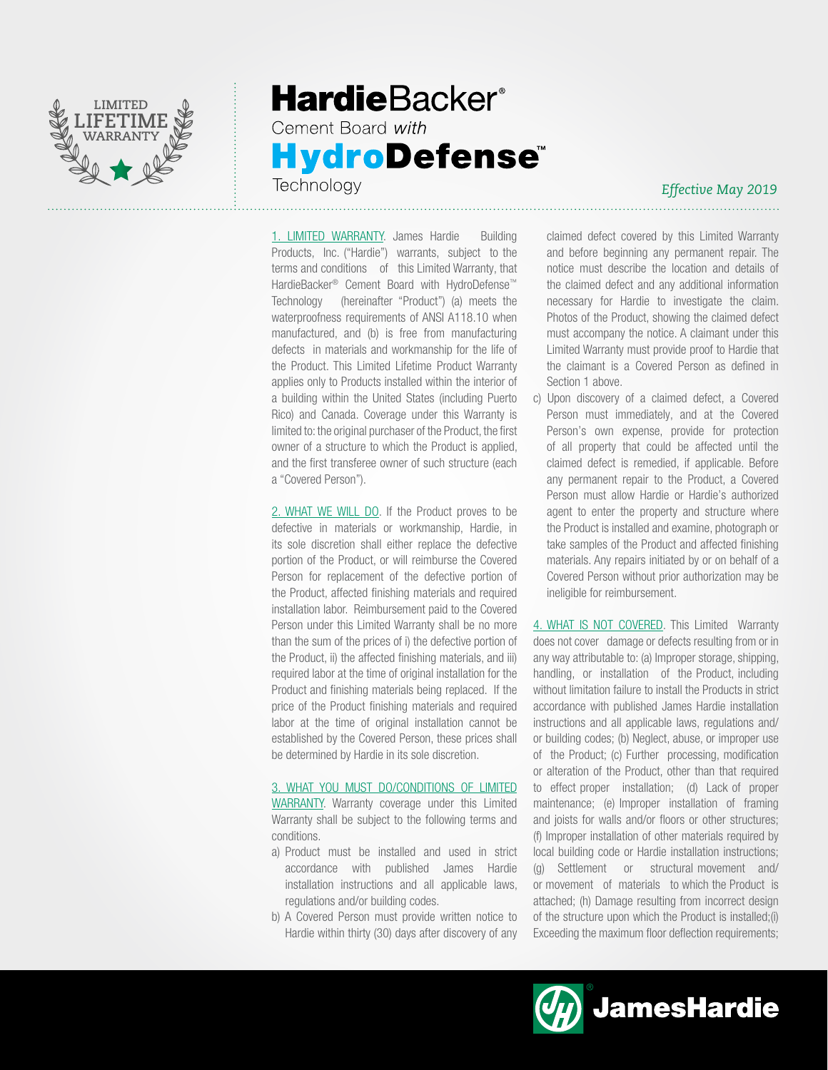LIMITED LIFETIME WARRANTY

# HardieBacker® Cement Board *with* HydroDefense™ Technology

*Effective May 2019*

1. LIMITED WARRANTY. James Hardie Building Products, Inc. ("Hardie") warrants, subject to the terms and conditions of this Limited Warranty, that HardieBacker® Cement Board with HydroDefense™ Technology (hereinafter "Product") (a) meets the waterproofness requirements of ANSI A118.10 when manufactured, and (b) is free from manufacturing defects in materials and workmanship for the life of the Product. This Limited Lifetime Product Warranty applies only to Products installed within the interior of a building within the United States (including Puerto Rico) and Canada. Coverage under this Warranty is limited to: the original purchaser of the Product, the first owner of a structure to which the Product is applied, and the first transferee owner of such structure (each a "Covered Person").

2. WHAT WE WILL DO. If the Product proves to be defective in materials or workmanship, Hardie, in its sole discretion shall either replace the defective portion of the Product, or will reimburse the Covered Person for replacement of the defective portion of the Product, affected finishing materials and required installation labor. Reimbursement paid to the Covered Person under this Limited Warranty shall be no more than the sum of the prices of i) the defective portion of the Product, ii) the affected finishing materials, and iii) required labor at the time of original installation for the Product and finishing materials being replaced. If the price of the Product finishing materials and required labor at the time of original installation cannot be established by the Covered Person, these prices shall be determined by Hardie in its sole discretion.

3. WHAT YOU MUST DO/CONDITIONS OF LIMITED WARRANTY. Warranty coverage under this Limited Warranty shall be subject to the following terms and conditions.

a) Product must be installed and used in strict accordance with published James Hardie installation instructions and all applicable laws, regulations and/or building codes.
b) A Covered Person must provide written notice to Hardie within thirty (30) days after discovery of any claimed defect covered by this Limited Warranty and before beginning any permanent repair. The notice must describe the location and details of the claimed defect and any additional information necessary for Hardie to investigate the claim. Photos of the Product, showing the claimed defect must accompany the notice. A claimant under this Limited Warranty must provide proof to Hardie that the claimant is a Covered Person as defined in Section 1 above.
c) Upon discovery of a claimed defect, a Covered Person must immediately, and at the Covered Person's own expense, provide for protection of all property that could be affected until the claimed defect is remedied, if applicable. Before any permanent repair to the Product, a Covered Person must allow Hardie or Hardie's authorized agent to enter the property and structure where the Product is installed and examine, photograph or take samples of the Product and affected finishing materials. Any repairs initiated by or on behalf of a Covered Person without prior authorization may be ineligible for reimbursement.

4. WHAT IS NOT COVERED. This Limited Warranty does not cover damage or defects resulting from or in any way attributable to: (a) Improper storage, shipping, handling, or installation of the Product, including without limitation failure to install the Products in strict accordance with published James Hardie installation instructions and all applicable laws, regulations and/or building codes; (b) Neglect, abuse, or improper use of the Product; (c) Further processing, modification or alteration of the Product, other than that required to effect proper installation; (d) Lack of proper maintenance; (e) Improper installation of framing and joists for walls and/or floors or other structures; (f) Improper installation of other materials required by local building code or Hardie installation instructions; (g) Settlement or structural movement and/or movement of materials to which the Product is attached; (h) Damage resulting from incorrect design of the structure upon which the Product is installed;(i) Exceeding the maximum floor deflection requirements;

JamesHardie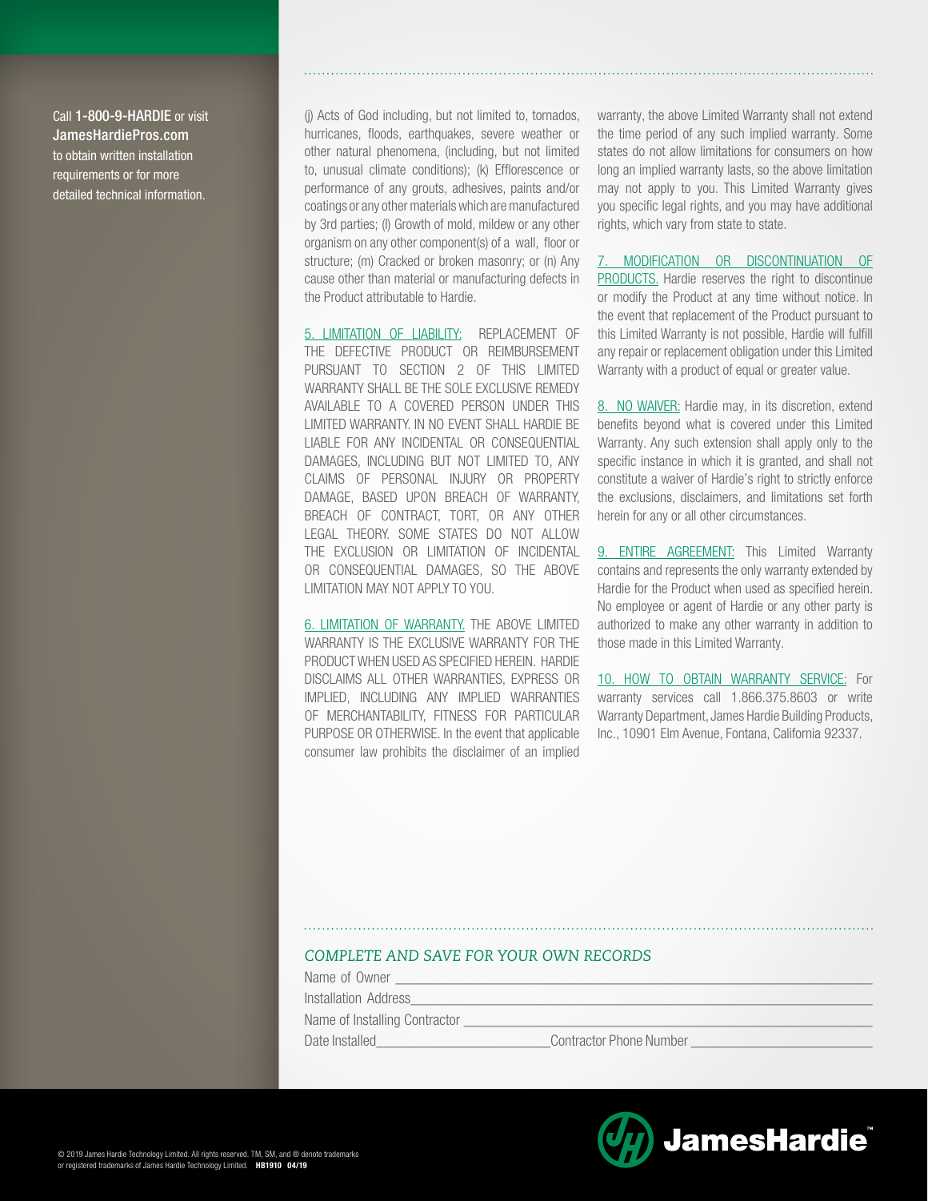Call 1-800-9-HARDIE or visit JamesHardiePros.com to obtain written installation requirements or for more detailed technical information.

(j) Acts of God including, but not limited to, tornados, hurricanes, floods, earthquakes, severe weather or other natural phenomena, (including, but not limited to, unusual climate conditions); (k) Efflorescence or performance of any grouts, adhesives, paints and/or coatings or any other materials which are manufactured by 3rd parties; (l) Growth of mold, mildew or any other organism on any other component(s) of a wall, floor or structure; (m) Cracked or broken masonry; or (n) Any cause other than material or manufacturing defects in the Product attributable to Hardie.

5. LIMITATION OF LIABILITY: REPLACEMENT OF THE DEFECTIVE PRODUCT OR REIMBURSEMENT PURSUANT TO SECTION 2 OF THIS LIMITED WARRANTY SHALL BE THE SOLE EXCLUSIVE REMEDY AVAILABLE TO A COVERED PERSON UNDER THIS LIMITED WARRANTY. IN NO EVENT SHALL HARDIE BE LIABLE FOR ANY INCIDENTAL OR CONSEQUENTIAL DAMAGES, INCLUDING BUT NOT LIMITED TO, ANY CLAIMS OF PERSONAL INJURY OR PROPERTY DAMAGE, BASED UPON BREACH OF WARRANTY, BREACH OF CONTRACT, TORT, OR ANY OTHER LEGAL THEORY. SOME STATES DO NOT ALLOW THE EXCLUSION OR LIMITATION OF INCIDENTAL OR CONSEQUENTIAL DAMAGES, SO THE ABOVE LIMITATION MAY NOT APPLY TO YOU.

6. LIMITATION OF WARRANTY. THE ABOVE LIMITED WARRANTY IS THE EXCLUSIVE WARRANTY FOR THE PRODUCT WHEN USED AS SPECIFIED HEREIN. HARDIE DISCLAIMS ALL OTHER WARRANTIES, EXPRESS OR IMPLIED, INCLUDING ANY IMPLIED WARRANTIES OF MERCHANTABILITY, FITNESS FOR PARTICULAR PURPOSE OR OTHERWISE. In the event that applicable consumer law prohibits the disclaimer of an implied warranty, the above Limited Warranty shall not extend the time period of any such implied warranty. Some states do not allow limitations for consumers on how long an implied warranty lasts, so the above limitation may not apply to you. This Limited Warranty gives you specific legal rights, and you may have additional rights, which vary from state to state.

7. MODIFICATION OR DISCONTINUATION OF PRODUCTS. Hardie reserves the right to discontinue or modify the Product at any time without notice. In the event that replacement of the Product pursuant to this Limited Warranty is not possible, Hardie will fulfill any repair or replacement obligation under this Limited Warranty with a product of equal or greater value.

8. NO WAIVER: Hardie may, in its discretion, extend benefits beyond what is covered under this Limited Warranty. Any such extension shall apply only to the specific instance in which it is granted, and shall not constitute a waiver of Hardie's right to strictly enforce the exclusions, disclaimers, and limitations set forth herein for any or all other circumstances.

9. ENTIRE AGREEMENT: This Limited Warranty contains and represents the only warranty extended by Hardie for the Product when used as specified herein. No employee or agent of Hardie or any other party is authorized to make any other warranty in addition to those made in this Limited Warranty.

10. HOW TO OBTAIN WARRANTY SERVICE: For warranty services call 1.866.375.8603 or write Warranty Department, James Hardie Building Products, Inc., 10901 Elm Avenue, Fontana, California 92337.

*COMPLETE AND SAVE FOR YOUR OWN RECORDS*

Name of Owner ______________________________

Installation Address______________________________

Name of Installing Contractor ______________________________

Date Installed______________________ Contractor Phone Number ______________________

JamesHardie™

© 2019 James Hardie Technology Limited. All rights reserved. TM, SM, and ® denote trademarks or registered trademarks of James Hardie Technology Limited. **HB1910 04/19**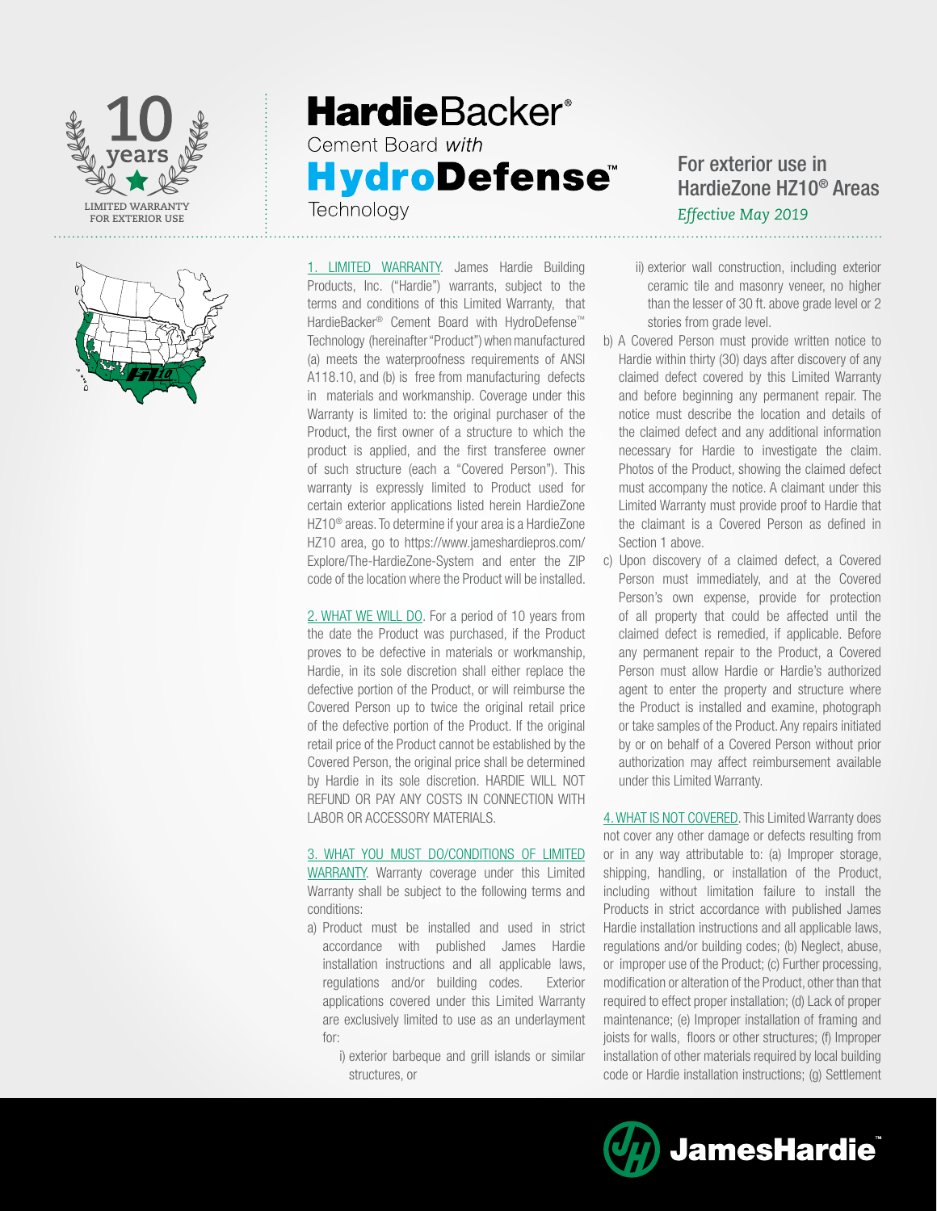10 years

LIMITED WARRANTY FOR EXTERIOR USE

# HardieBacker® Cement Board *with* HydroDefense™ Technology

## For exterior use in HardieZone HZ10® Areas

*Effective May 2019*

1. LIMITED WARRANTY. James Hardie Building Products, Inc. ("Hardie") warrants, subject to the terms and conditions of this Limited Warranty, that HardieBacker® Cement Board with HydroDefense™ Technology (hereinafter "Product") when manufactured (a) meets the waterproofness requirements of ANSI A118.10, and (b) is free from manufacturing defects in materials and workmanship. Coverage under this Warranty is limited to: the original purchaser of the Product, the first owner of a structure to which the product is applied, and the first transferee owner of such structure (each a "Covered Person"). This warranty is expressly limited to Product used for certain exterior applications listed herein HardieZone HZ10® areas. To determine if your area is a HardieZone HZ10 area, go to https://www.jameshardiepros.com/Explore/The-HardieZone-System and enter the ZIP code of the location where the Product will be installed.

2. WHAT WE WILL DO. For a period of 10 years from the date the Product was purchased, if the Product proves to be defective in materials or workmanship, Hardie, in its sole discretion shall either replace the defective portion of the Product, or will reimburse the Covered Person up to twice the original retail price of the defective portion of the Product. If the original retail price of the Product cannot be established by the Covered Person, the original price shall be determined by Hardie in its sole discretion. HARDIE WILL NOT REFUND OR PAY ANY COSTS IN CONNECTION WITH LABOR OR ACCESSORY MATERIALS.

3. WHAT YOU MUST DO/CONDITIONS OF LIMITED WARRANTY. Warranty coverage under this Limited Warranty shall be subject to the following terms and conditions:

a) Product must be installed and used in strict accordance with published James Hardie installation instructions and all applicable laws, regulations and/or building codes. Exterior applications covered under this Limited Warranty are exclusively limited to use as an underlayment for:
   i) exterior barbeque and grill islands or similar structures, or
   ii) exterior wall construction, including exterior ceramic tile and masonry veneer, no higher than the lesser of 30 ft. above grade level or 2 stories from grade level.

b) A Covered Person must provide written notice to Hardie within thirty (30) days after discovery of any claimed defect covered by this Limited Warranty and before beginning any permanent repair. The notice must describe the location and details of the claimed defect and any additional information necessary for Hardie to investigate the claim. Photos of the Product, showing the claimed defect must accompany the notice. A claimant under this Limited Warranty must provide proof to Hardie that the claimant is a Covered Person as defined in Section 1 above.

c) Upon discovery of a claimed defect, a Covered Person must immediately, and at the Covered Person's own expense, provide for protection of all property that could be affected until the claimed defect is remedied, if applicable. Before any permanent repair to the Product, a Covered Person must allow Hardie or Hardie's authorized agent to enter the property and structure where the Product is installed and examine, photograph or take samples of the Product. Any repairs initiated by or on behalf of a Covered Person without prior authorization may affect reimbursement available under this Limited Warranty.

4. WHAT IS NOT COVERED. This Limited Warranty does not cover any other damage or defects resulting from or in any way attributable to: (a) Improper storage, shipping, handling, or installation of the Product, including without limitation failure to install the Products in strict accordance with published James Hardie installation instructions and all applicable laws, regulations and/or building codes; (b) Neglect, abuse, or improper use of the Product; (c) Further processing, modification or alteration of the Product, other than that required to effect proper installation; (d) Lack of proper maintenance; (e) Improper installation of framing and joists for walls, floors or other structures; (f) Improper installation of other materials required by local building code or Hardie installation instructions; (g) Settlement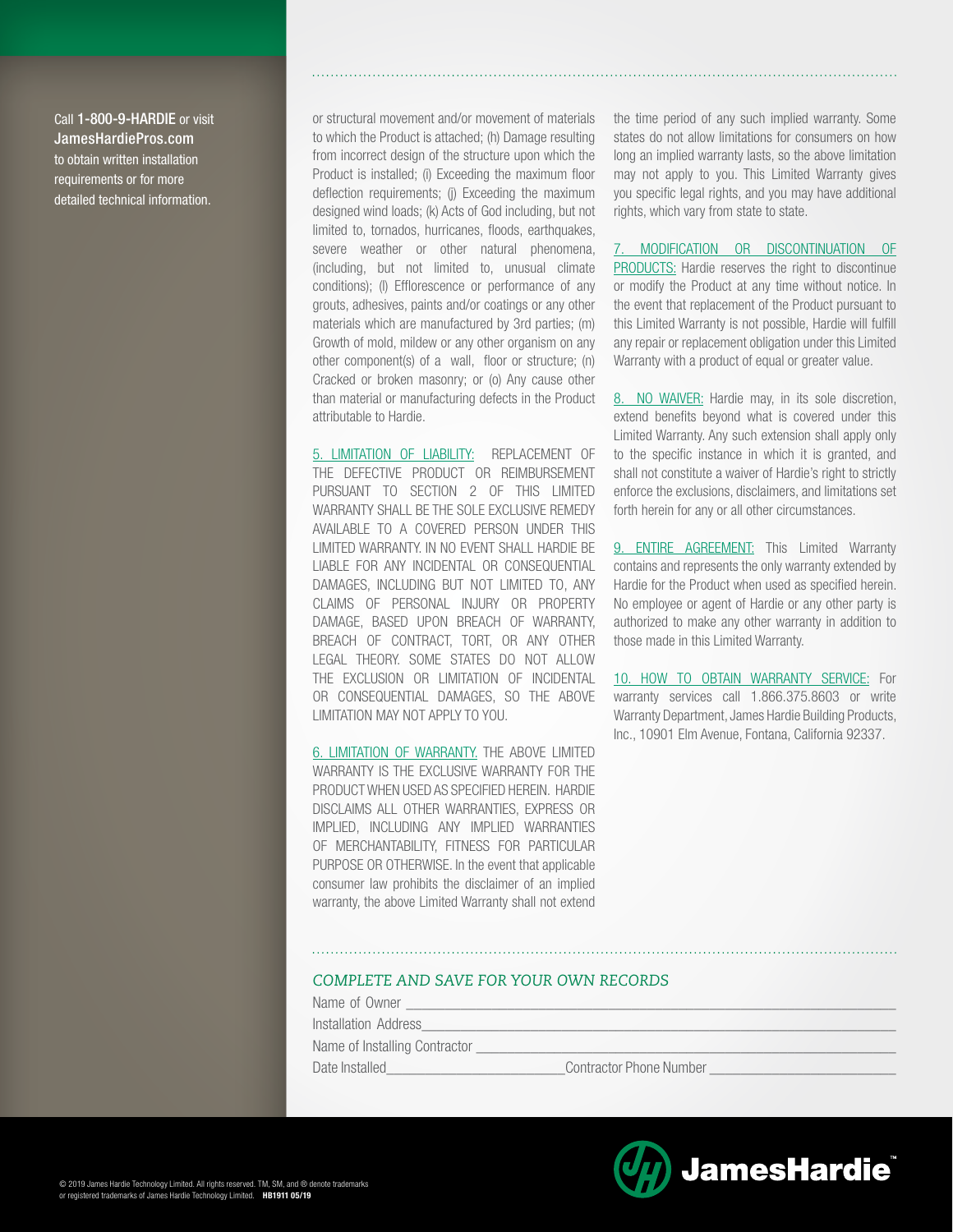Call 1-800-9-HARDIE or visit JamesHardiePros.com to obtain written installation requirements or for more detailed technical information.

or structural movement and/or movement of materials to which the Product is attached; (h) Damage resulting from incorrect design of the structure upon which the Product is installed; (i) Exceeding the maximum floor deflection requirements; (j) Exceeding the maximum designed wind loads; (k) Acts of God including, but not limited to, tornados, hurricanes, floods, earthquakes, severe weather or other natural phenomena, (including, but not limited to, unusual climate conditions); (l) Efflorescence or performance of any grouts, adhesives, paints and/or coatings or any other materials which are manufactured by 3rd parties; (m) Growth of mold, mildew or any other organism on any other component(s) of a wall, floor or structure; (n) Cracked or broken masonry; or (o) Any cause other than material or manufacturing defects in the Product attributable to Hardie.

5. LIMITATION OF LIABILITY: REPLACEMENT OF THE DEFECTIVE PRODUCT OR REIMBURSEMENT PURSUANT TO SECTION 2 OF THIS LIMITED WARRANTY SHALL BE THE SOLE EXCLUSIVE REMEDY AVAILABLE TO A COVERED PERSON UNDER THIS LIMITED WARRANTY. IN NO EVENT SHALL HARDIE BE LIABLE FOR ANY INCIDENTAL OR CONSEQUENTIAL DAMAGES, INCLUDING BUT NOT LIMITED TO, ANY CLAIMS OF PERSONAL INJURY OR PROPERTY DAMAGE, BASED UPON BREACH OF WARRANTY, BREACH OF CONTRACT, TORT, OR ANY OTHER LEGAL THEORY. SOME STATES DO NOT ALLOW THE EXCLUSION OR LIMITATION OF INCIDENTAL OR CONSEQUENTIAL DAMAGES, SO THE ABOVE LIMITATION MAY NOT APPLY TO YOU.

6. LIMITATION OF WARRANTY. THE ABOVE LIMITED WARRANTY IS THE EXCLUSIVE WARRANTY FOR THE PRODUCT WHEN USED AS SPECIFIED HEREIN. HARDIE DISCLAIMS ALL OTHER WARRANTIES, EXPRESS OR IMPLIED, INCLUDING ANY IMPLIED WARRANTIES OF MERCHANTABILITY, FITNESS FOR PARTICULAR PURPOSE OR OTHERWISE. In the event that applicable consumer law prohibits the disclaimer of an implied warranty, the above Limited Warranty shall not extend the time period of any such implied warranty. Some states do not allow limitations for consumers on how long an implied warranty lasts, so the above limitation may not apply to you. This Limited Warranty gives you specific legal rights, and you may have additional rights, which vary from state to state.

7. MODIFICATION OR DISCONTINUATION OF PRODUCTS: Hardie reserves the right to discontinue or modify the Product at any time without notice. In the event that replacement of the Product pursuant to this Limited Warranty is not possible, Hardie will fulfill any repair or replacement obligation under this Limited Warranty with a product of equal or greater value.

8. NO WAIVER: Hardie may, in its sole discretion, extend benefits beyond what is covered under this Limited Warranty. Any such extension shall apply only to the specific instance in which it is granted, and shall not constitute a waiver of Hardie's right to strictly enforce the exclusions, disclaimers, and limitations set forth herein for any or all other circumstances.

9. ENTIRE AGREEMENT: This Limited Warranty contains and represents the only warranty extended by Hardie for the Product when used as specified herein. No employee or agent of Hardie or any other party is authorized to make any other warranty in addition to those made in this Limited Warranty.

10. HOW TO OBTAIN WARRANTY SERVICE: For warranty services call 1.866.375.8603 or write Warranty Department, James Hardie Building Products, Inc., 10901 Elm Avenue, Fontana, California 92337.

*COMPLETE AND SAVE FOR YOUR OWN RECORDS*

Name of Owner ____________________

Installation Address ____________________

Name of Installing Contractor ____________________

Date Installed ____________________ Contractor Phone Number ____________________

© 2019 James Hardie Technology Limited. All rights reserved. TM, SM, and ® denote trademarks or registered trademarks of James Hardie Technology Limited. **HB1911 05/19**

JamesHardie™